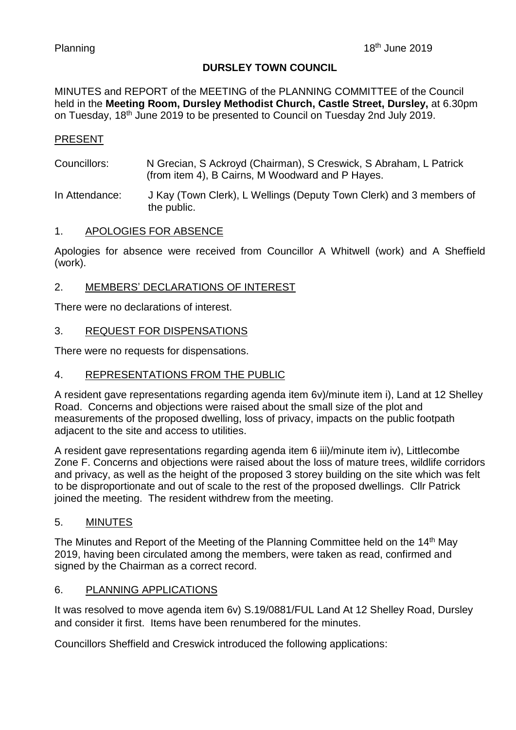Planning 18th June 2019

# DURSLEY TOWN COUNCIL

MINUTES and REPORT of the MEETING of the PLANNING COMMITTEE of the Council held in the **Meeting Room, Dursley Methodist Church, Castle Street, Dursley,** at 6.30pm on Tuesday, 18th June 2019 to be presented to Council on Tuesday 2nd July 2019.

## PRESENT

Councillors: N Grecian, S Ackroyd (Chairman), S Creswick, S Abraham, L Patrick (from item 4), B Cairns, M Woodward and P Hayes.

In Attendance: J Kay (Town Clerk), L Wellings (Deputy Town Clerk) and 3 members of the public.

## 1. APOLOGIES FOR ABSENCE

Apologies for absence were received from Councillor A Whitwell (work) and A Sheffield (work).

## 2. MEMBERS' DECLARATIONS OF INTEREST

There were no declarations of interest.

## 3. REQUEST FOR DISPENSATIONS

There were no requests for dispensations.

## 4. REPRESENTATIONS FROM THE PUBLIC

A resident gave representations regarding agenda item 6v)/minute item i), Land at 12 Shelley Road. Concerns and objections were raised about the small size of the plot and measurements of the proposed dwelling, loss of privacy, impacts on the public footpath adjacent to the site and access to utilities.

A resident gave representations regarding agenda item 6 iii)/minute item iv), Littlecombe Zone F. Concerns and objections were raised about the loss of mature trees, wildlife corridors and privacy, as well as the height of the proposed 3 storey building on the site which was felt to be disproportionate and out of scale to the rest of the proposed dwellings. Cllr Patrick joined the meeting. The resident withdrew from the meeting.

## 5. MINUTES

The Minutes and Report of the Meeting of the Planning Committee held on the 14th May 2019, having been circulated among the members, were taken as read, confirmed and signed by the Chairman as a correct record.

## 6. PLANNING APPLICATIONS

It was resolved to move agenda item 6v) S.19/0881/FUL Land At 12 Shelley Road, Dursley and consider it first. Items have been renumbered for the minutes.

Councillors Sheffield and Creswick introduced the following applications: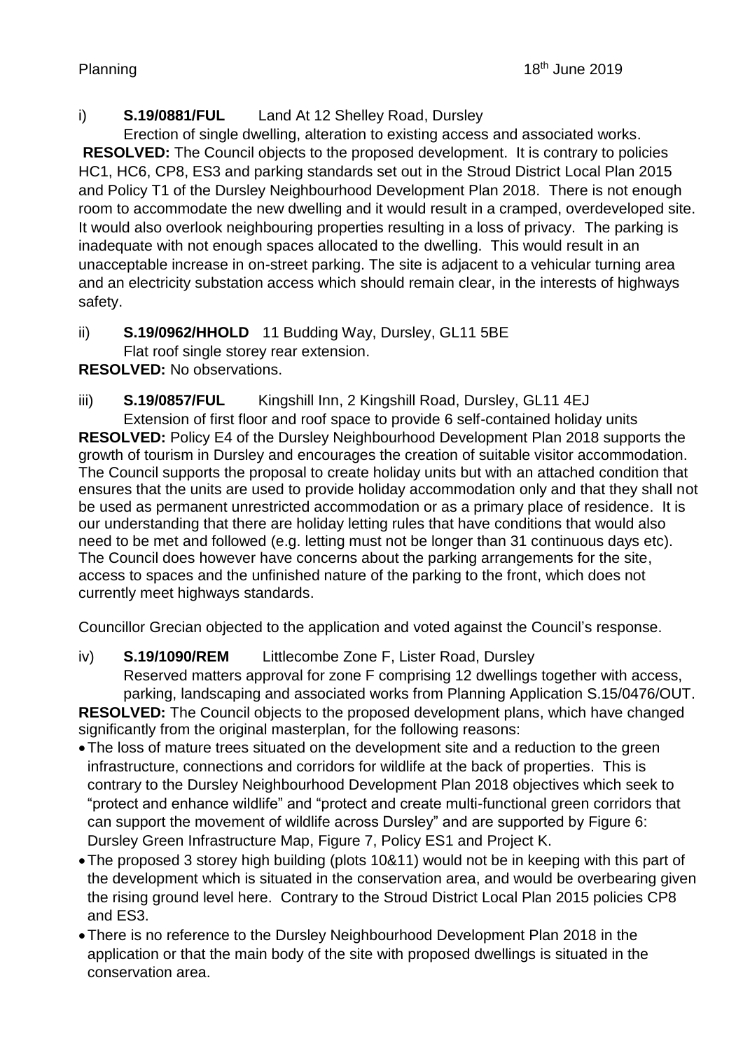Planning 18th June 2019

i) **S.19/0881/FUL** Land At 12 Shelley Road, Dursley

Erection of single dwelling, alteration to existing access and associated works.

**RESOLVED:** The Council objects to the proposed development. It is contrary to policies HC1, HC6, CP8, ES3 and parking standards set out in the Stroud District Local Plan 2015 and Policy T1 of the Dursley Neighbourhood Development Plan 2018. There is not enough room to accommodate the new dwelling and it would result in a cramped, overdeveloped site. It would also overlook neighbouring properties resulting in a loss of privacy. The parking is inadequate with not enough spaces allocated to the dwelling. This would result in an unacceptable increase in on-street parking. The site is adjacent to a vehicular turning area and an electricity substation access which should remain clear, in the interests of highways safety.

ii) **S.19/0962/HHOLD** 11 Budding Way, Dursley, GL11 5BE

Flat roof single storey rear extension.

**RESOLVED:** No observations.

iii) **S.19/0857/FUL** Kingshill Inn, 2 Kingshill Road, Dursley, GL11 4EJ

Extension of first floor and roof space to provide 6 self-contained holiday units

**RESOLVED:** Policy E4 of the Dursley Neighbourhood Development Plan 2018 supports the growth of tourism in Dursley and encourages the creation of suitable visitor accommodation. The Council supports the proposal to create holiday units but with an attached condition that ensures that the units are used to provide holiday accommodation only and that they shall not be used as permanent unrestricted accommodation or as a primary place of residence. It is our understanding that there are holiday letting rules that have conditions that would also need to be met and followed (e.g. letting must not be longer than 31 continuous days etc). The Council does however have concerns about the parking arrangements for the site, access to spaces and the unfinished nature of the parking to the front, which does not currently meet highways standards.

Councillor Grecian objected to the application and voted against the Council's response.

iv) **S.19/1090/REM** Littlecombe Zone F, Lister Road, Dursley

Reserved matters approval for zone F comprising 12 dwellings together with access, parking, landscaping and associated works from Planning Application S.15/0476/OUT.

**RESOLVED:** The Council objects to the proposed development plans, which have changed significantly from the original masterplan, for the following reasons:

- The loss of mature trees situated on the development site and a reduction to the green infrastructure, connections and corridors for wildlife at the back of properties. This is contrary to the Dursley Neighbourhood Development Plan 2018 objectives which seek to "protect and enhance wildlife" and "protect and create multi-functional green corridors that can support the movement of wildlife across Dursley" and are supported by Figure 6: Dursley Green Infrastructure Map, Figure 7, Policy ES1 and Project K.
- The proposed 3 storey high building (plots 10&11) would not be in keeping with this part of the development which is situated in the conservation area, and would be overbearing given the rising ground level here. Contrary to the Stroud District Local Plan 2015 policies CP8 and ES3.
- There is no reference to the Dursley Neighbourhood Development Plan 2018 in the application or that the main body of the site with proposed dwellings is situated in the conservation area.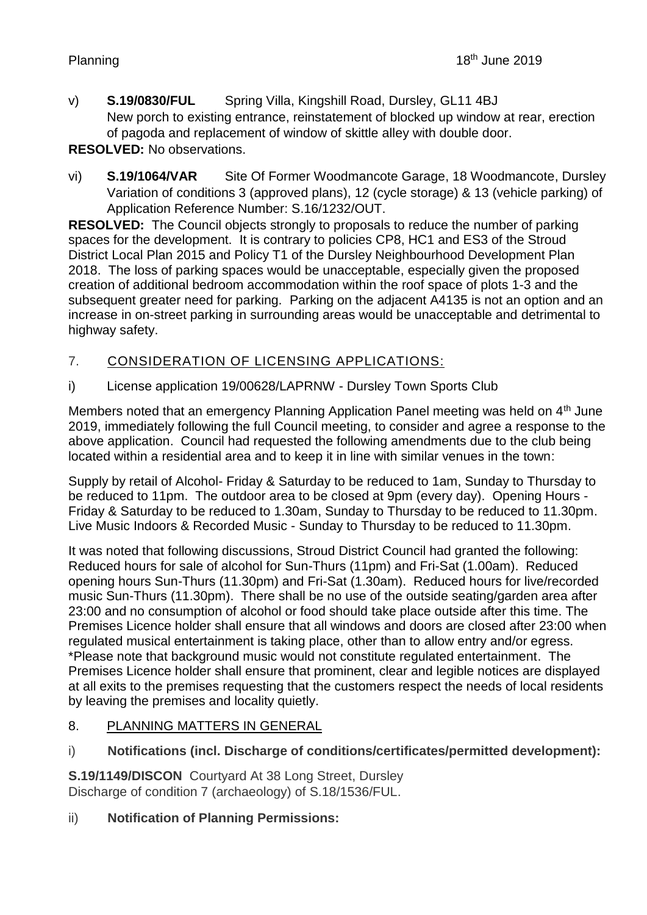v) **S.19/0830/FUL** Spring Villa, Kingshill Road, Dursley, GL11 4BJ
New porch to existing entrance, reinstatement of blocked up window at rear, erection of pagoda and replacement of window of skittle alley with double door.

**RESOLVED:** No observations.

vi) **S.19/1064/VAR** Site Of Former Woodmancote Garage, 18 Woodmancote, Dursley
Variation of conditions 3 (approved plans), 12 (cycle storage) & 13 (vehicle parking) of Application Reference Number: S.16/1232/OUT.

**RESOLVED:** The Council objects strongly to proposals to reduce the number of parking spaces for the development. It is contrary to policies CP8, HC1 and ES3 of the Stroud District Local Plan 2015 and Policy T1 of the Dursley Neighbourhood Development Plan 2018. The loss of parking spaces would be unacceptable, especially given the proposed creation of additional bedroom accommodation within the roof space of plots 1-3 and the subsequent greater need for parking. Parking on the adjacent A4135 is not an option and an increase in on-street parking in surrounding areas would be unacceptable and detrimental to highway safety.

## 7. CONSIDERATION OF LICENSING APPLICATIONS:

i) License application 19/00628/LAPRNW - Dursley Town Sports Club

Members noted that an emergency Planning Application Panel meeting was held on 4th June 2019, immediately following the full Council meeting, to consider and agree a response to the above application. Council had requested the following amendments due to the club being located within a residential area and to keep it in line with similar venues in the town:

Supply by retail of Alcohol- Friday & Saturday to be reduced to 1am, Sunday to Thursday to be reduced to 11pm. The outdoor area to be closed at 9pm (every day). Opening Hours - Friday & Saturday to be reduced to 1.30am, Sunday to Thursday to be reduced to 11.30pm. Live Music Indoors & Recorded Music - Sunday to Thursday to be reduced to 11.30pm.

It was noted that following discussions, Stroud District Council had granted the following: Reduced hours for sale of alcohol for Sun-Thurs (11pm) and Fri-Sat (1.00am). Reduced opening hours Sun-Thurs (11.30pm) and Fri-Sat (1.30am). Reduced hours for live/recorded music Sun-Thurs (11.30pm). There shall be no use of the outside seating/garden area after 23:00 and no consumption of alcohol or food should take place outside after this time. The Premises Licence holder shall ensure that all windows and doors are closed after 23:00 when regulated musical entertainment is taking place, other than to allow entry and/or egress. *Please note that background music would not constitute regulated entertainment. The Premises Licence holder shall ensure that prominent, clear and legible notices are displayed at all exits to the premises requesting that the customers respect the needs of local residents by leaving the premises and locality quietly.

## 8. PLANNING MATTERS IN GENERAL

i) **Notifications (incl. Discharge of conditions/certificates/permitted development):**

**S.19/1149/DISCON** Courtyard At 38 Long Street, Dursley
Discharge of condition 7 (archaeology) of S.18/1536/FUL.

ii) **Notification of Planning Permissions:**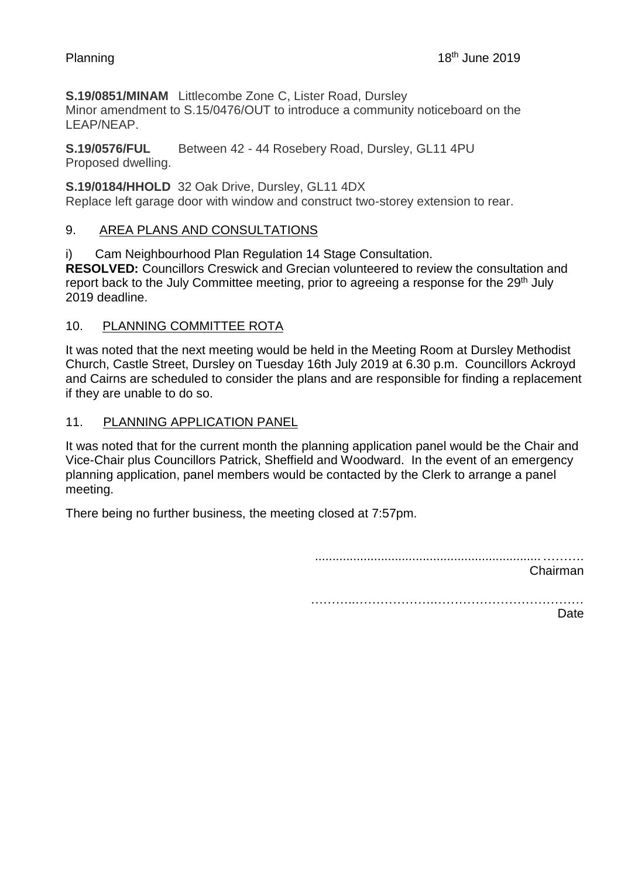**S.19/0851/MINAM** Littlecombe Zone C, Lister Road, Dursley
Minor amendment to S.15/0476/OUT to introduce a community noticeboard on the LEAP/NEAP.

**S.19/0576/FUL** Between 42 - 44 Rosebery Road, Dursley, GL11 4PU
Proposed dwelling.

**S.19/0184/HHOLD** 32 Oak Drive, Dursley, GL11 4DX
Replace left garage door with window and construct two-storey extension to rear.

## 9. AREA PLANS AND CONSULTATIONS

i) Cam Neighbourhood Plan Regulation 14 Stage Consultation.

**RESOLVED:** Councillors Creswick and Grecian volunteered to review the consultation and report back to the July Committee meeting, prior to agreeing a response for the 29th July 2019 deadline.

## 10. PLANNING COMMITTEE ROTA

It was noted that the next meeting would be held in the Meeting Room at Dursley Methodist Church, Castle Street, Dursley on Tuesday 16th July 2019 at 6.30 p.m. Councillors Ackroyd and Cairns are scheduled to consider the plans and are responsible for finding a replacement if they are unable to do so.

## 11. PLANNING APPLICATION PANEL

It was noted that for the current month the planning application panel would be the Chair and Vice-Chair plus Councillors Patrick, Sheffield and Woodward. In the event of an emergency planning application, panel members would be contacted by the Clerk to arrange a panel meeting.

There being no further business, the meeting closed at 7:57pm.

..............................................................……….
Chairman

………..………………..……………………………………
Date